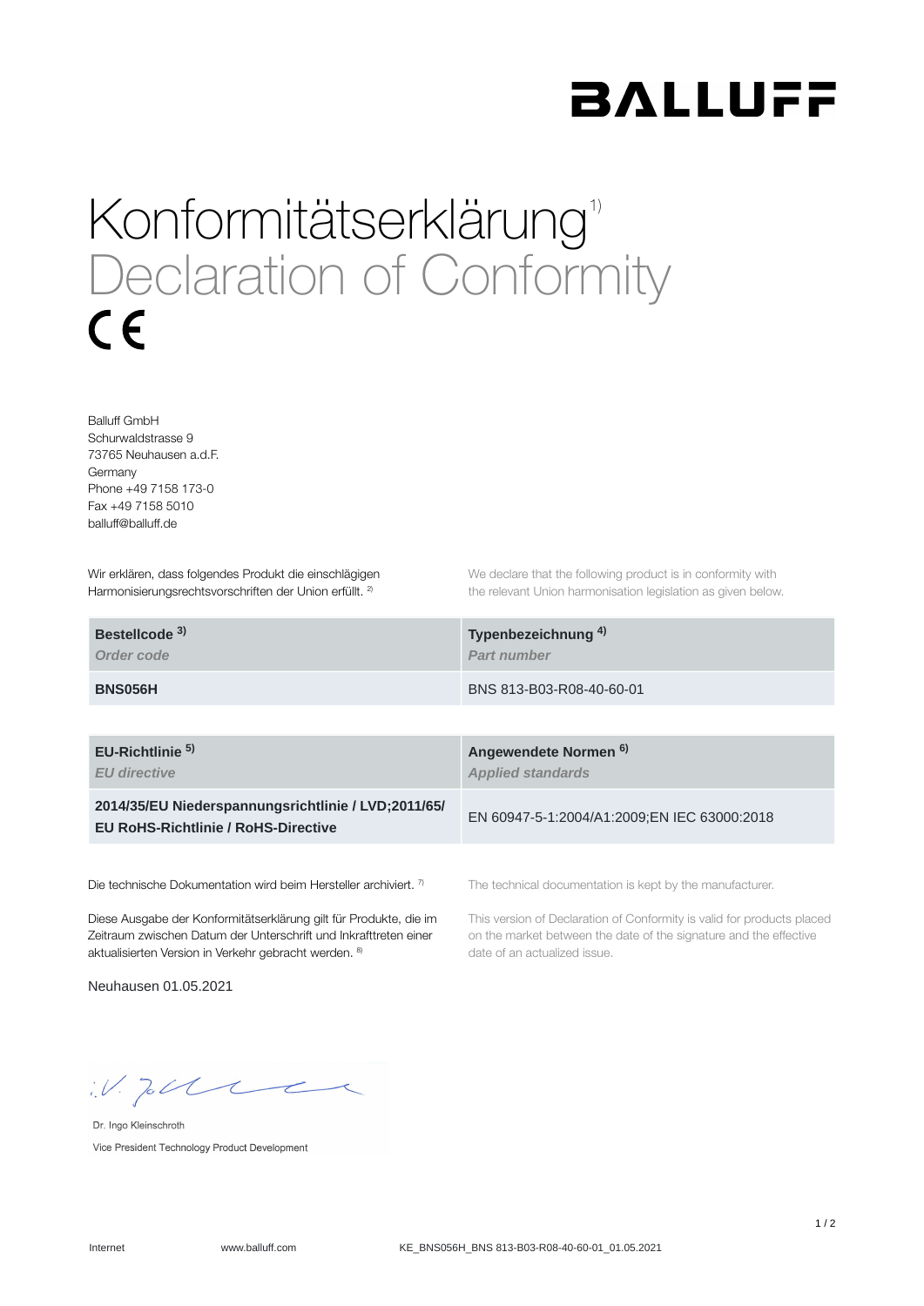BALLUFF

# Konformitätserklärung[1)]
# Declaration of Conformity

CE

Balluff GmbH
Schurwaldstrasse 9
73765 Neuhausen a.d.F.
Germany
Phone +49 7158 173-0
Fax +49 7158 5010
balluff@balluff.de

Wir erklären, dass folgendes Produkt die einschlägigen Harmonisierungsrechtsvorschriften der Union erfüllt. [2)]

We declare that the following product is in conformity with the relevant Union harmonisation legislation as given below.

| **Bestellcode [3)]** *Order code* | **Typenbezeichnung [4)]** *Part number* |
|---|---|
| **BNS056H** | BNS 813-B03-R08-40-60-01 |

| **EU-Richtlinie [5)]** *EU directive* | **Angewendete Normen [6)]** *Applied standards* |
|---|---|
| **2014/35/EU Niederspannungsrichtlinie / LVD;2011/65/ EU RoHS-Richtlinie / RoHS-Directive** | EN 60947-5-1:2004/A1:2009;EN IEC 63000:2018 |

Die technische Dokumentation wird beim Hersteller archiviert. [7)]

The technical documentation is kept by the manufacturer.

Diese Ausgabe der Konformitätserklärung gilt für Produkte, die im Zeitraum zwischen Datum der Unterschrift und Inkrafttreten einer aktualisierten Version in Verkehr gebracht werden. [8)]

This version of Declaration of Conformity is valid for products placed on the market between the date of the signature and the effective date of an actualized issue.

Neuhausen 01.05.2021

i.V.

Dr. Ingo Kleinschroth
Vice President Technology Product Development

Internet www.balluff.com KE_BNS056H_BNS 813-B03-R08-40-60-01_01.05.2021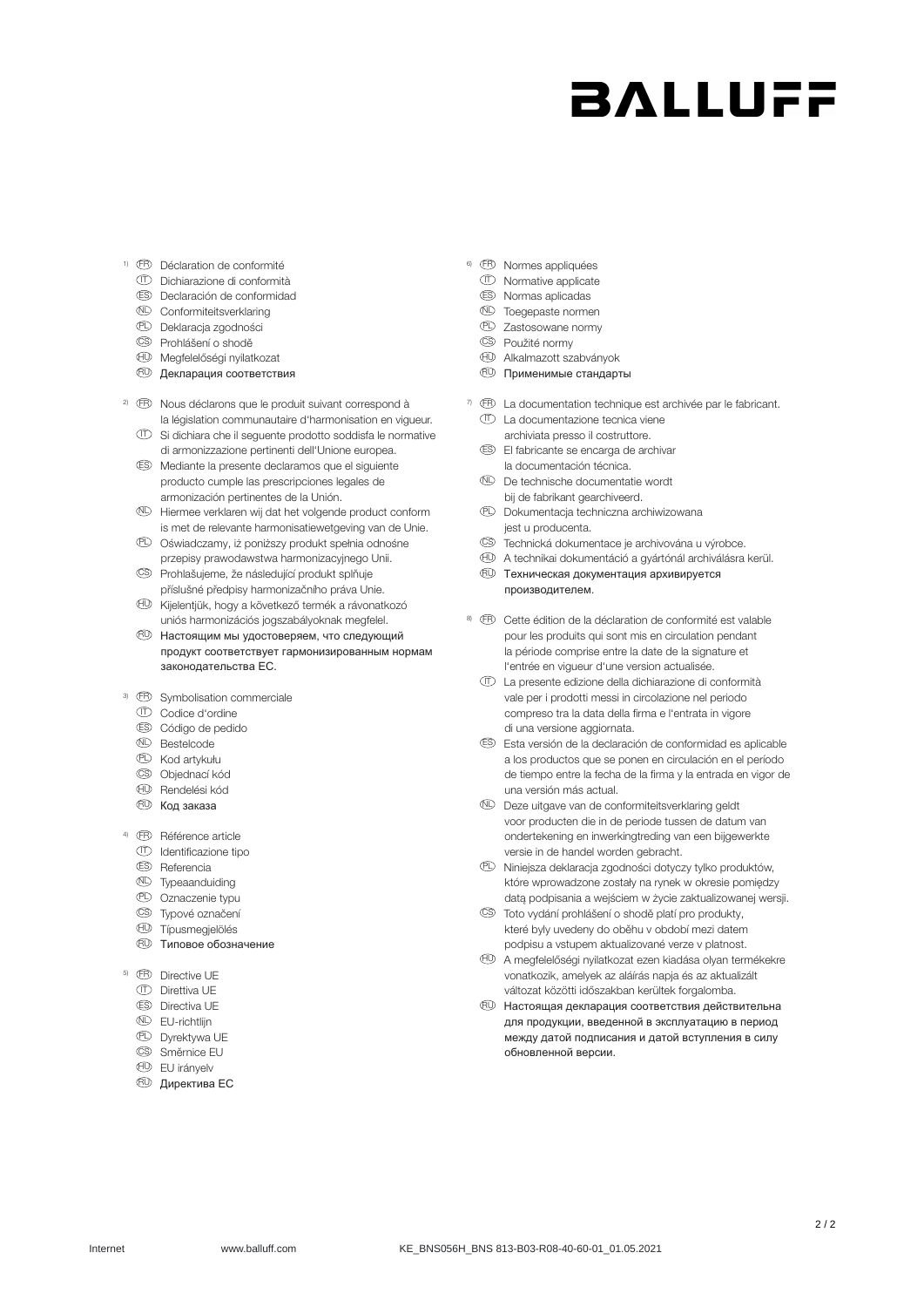# BALLUFF

1) (FR) Déclaration de conformité
(IT) Dichiarazione di conformità
(ES) Declaración de conformidad
(NL) Conformiteitsverklaring
(PL) Deklaracja zgodności
(CS) Prohlášení o shodě
(HU) Megfelelőségi nyilatkozat
(RU) Декларация соответствия

2) (FR) Nous déclarons que le produit suivant correspond à la législation communautaire d'harmonisation en vigueur.
(IT) Si dichiara che il seguente prodotto soddisfa le normative di armonizzazione pertinenti dell'Unione europea.
(ES) Mediante la presente declaramos que el siguiente producto cumple las prescripciones legales de armonización pertinentes de la Unión.
(NL) Hiermee verklaren wij dat het volgende product conform is met de relevante harmonisatiewetgeving van de Unie.
(PL) Oświadczamy, iż poniższy produkt spełnia odnośne przepisy prawodawstwa harmonizacyjnego Unii.
(CS) Prohlašujeme, že následující produkt splňuje příslušné předpisy harmonizačního práva Unie.
(HU) Kijelentjük, hogy a következő termék a rávonatkozó uniós harmonizációs jogszabályoknak megfelel.
(RU) Настоящим мы удостоверяем, что следующий продукт соответствует гармонизированным нормам законодательства ЕС.

3) (FR) Symbolisation commerciale
(IT) Codice d'ordine
(ES) Código de pedido
(NL) Bestelcode
(PL) Kod artykułu
(CS) Objednací kód
(HU) Rendelési kód
(RU) Код заказа

4) (FR) Référence article
(IT) Identificazione tipo
(ES) Referencia
(NL) Typeaanduiding
(PL) Oznaczenie typu
(CS) Typové označení
(HU) Típusmegjelölés
(RU) Типовое обозначение

5) (FR) Directive UE
(IT) Direttiva UE
(ES) Directiva UE
(NL) EU-richtlijn
(PL) Dyrektywa UE
(CS) Směrnice EU
(HU) EU irányelv
(RU) Директива ЕС

6) (FR) Normes appliquées
(IT) Normative applicate
(ES) Normas aplicadas
(NL) Toegepaste normen
(PL) Zastosowane normy
(CS) Použité normy
(HU) Alkalmazott szabványok
(RU) Применимые стандарты

7) (FR) La documentation technique est archivée par le fabricant.
(IT) La documentazione tecnica viene archiviata presso il costruttore.
(ES) El fabricante se encarga de archivar la documentación técnica.
(NL) De technische documentatie wordt bij de fabrikant gearchiveerd.
(PL) Dokumentacja techniczna archiwizowana jest u producenta.
(CS) Technická dokumentace je archivována u výrobce.
(HU) A technikai dokumentáció a gyártónál archiválásra kerül.
(RU) Техническая документация архивируется производителем.

8) (FR) Cette édition de la déclaration de conformité est valable pour les produits qui sont mis en circulation pendant la période comprise entre la date de la signature et l'entrée en vigueur d'une version actualisée.
(IT) La presente edizione della dichiarazione di conformità vale per i prodotti messi in circolazione nel periodo compreso tra la data della firma e l'entrata in vigore di una versione aggiornata.
(ES) Esta versión de la declaración de conformidad es aplicable a los productos que se ponen en circulación en el período de tiempo entre la fecha de la firma y la entrada en vigor de una versión más actual.
(NL) Deze uitgave van de conformiteitsverklaring geldt voor producten die in de periode tussen de datum van ondertekening en inwerkingtreding van een bijgewerkte versie in de handel worden gebracht.
(PL) Niniejsza deklaracja zgodności dotyczy tylko produktów, które wprowadzone zostały na rynek w okresie pomiędzy datą podpisania a wejściem w życie zaktualizowanej wersji.
(CS) Toto vydání prohlášení o shodě platí pro produkty, které byly uvedeny do oběhu v období mezi datem podpisu a vstupem aktualizované verze v platnost.
(HU) A megfelelőségi nyilatkozat ezen kiadása olyan termékekre vonatkozik, amelyek az aláírás napja és az aktualizált változat közötti időszakban kerültek forgalomba.
(RU) Настоящая декларация соответствия действительна для продукции, введенной в эксплуатацию в период между датой подписания и датой вступления в силу обновленной версии.

Internet www.balluff.com KE_BNS056H_BNS 813-B03-R08-40-60-01_01.05.2021